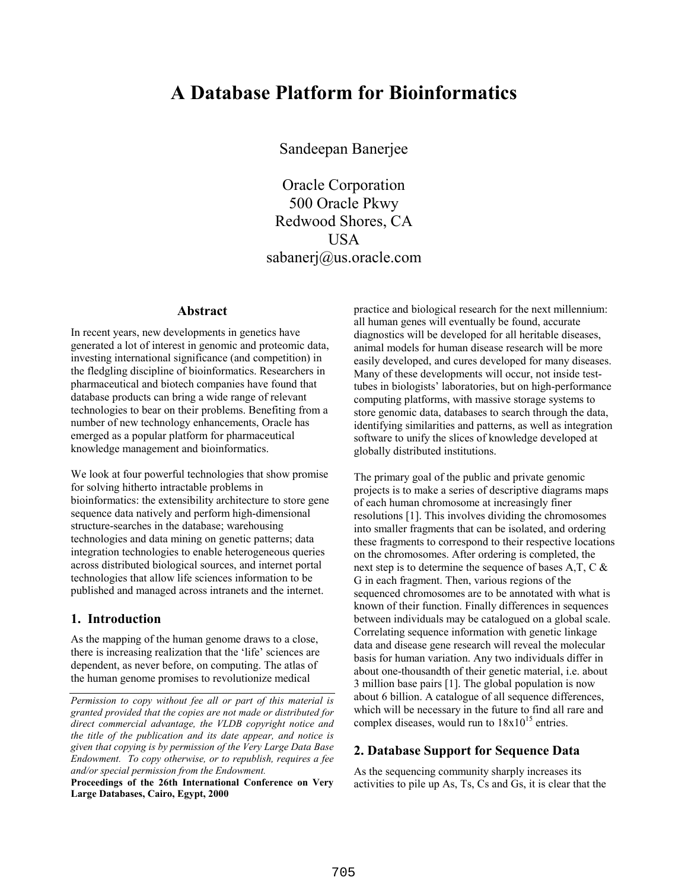# A Database Platform for Bioinformatics

Sandeepan Banerjee

Oracle Corporation
500 Oracle Pkwy
Redwood Shores, CA
USA
sabanerj@us.oracle.com

### Abstract

In recent years, new developments in genetics have generated a lot of interest in genomic and proteomic data, investing international significance (and competition) in the fledgling discipline of bioinformatics. Researchers in pharmaceutical and biotech companies have found that database products can bring a wide range of relevant technologies to bear on their problems. Benefiting from a number of new technology enhancements, Oracle has emerged as a popular platform for pharmaceutical knowledge management and bioinformatics.

We look at four powerful technologies that show promise for solving hitherto intractable problems in bioinformatics: the extensibility architecture to store gene sequence data natively and perform high-dimensional structure-searches in the database; warehousing technologies and data mining on genetic patterns; data integration technologies to enable heterogeneous queries across distributed biological sources, and internet portal technologies that allow life sciences information to be published and managed across intranets and the internet.

## 1. Introduction

As the mapping of the human genome draws to a close, there is increasing realization that the 'life' sciences are dependent, as never before, on computing. The atlas of the human genome promises to revolutionize medical practice and biological research for the next millennium: all human genes will eventually be found, accurate diagnostics will be developed for all heritable diseases, animal models for human disease research will be more easily developed, and cures developed for many diseases. Many of these developments will occur, not inside test-tubes in biologists' laboratories, but on high-performance computing platforms, with massive storage systems to store genomic data, databases to search through the data, identifying similarities and patterns, as well as integration software to unify the slices of knowledge developed at globally distributed institutions.

The primary goal of the public and private genomic projects is to make a series of descriptive diagrams maps of each human chromosome at increasingly finer resolutions [1]. This involves dividing the chromosomes into smaller fragments that can be isolated, and ordering these fragments to correspond to their respective locations on the chromosomes. After ordering is completed, the next step is to determine the sequence of bases A,T, C & G in each fragment. Then, various regions of the sequenced chromosomes are to be annotated with what is known of their function. Finally differences in sequences between individuals may be catalogued on a global scale. Correlating sequence information with genetic linkage data and disease gene research will reveal the molecular basis for human variation. Any two individuals differ in about one-thousandth of their genetic material, i.e. about 3 million base pairs [1]. The global population is now about 6 billion. A catalogue of all sequence differences, which will be necessary in the future to find all rare and complex diseases, would run to $18 \times 10^{15}$ entries.

*Permission to copy without fee all or part of this material is granted provided that the copies are not made or distributed for direct commercial advantage, the VLDB copyright notice and the title of the publication and its date appear, and notice is given that copying is by permission of the Very Large Data Base Endowment. To copy otherwise, or to republish, requires a fee and/or special permission from the Endowment.*

**Proceedings of the 26th International Conference on Very Large Databases, Cairo, Egypt, 2000**

## 2. Database Support for Sequence Data

As the sequencing community sharply increases its activities to pile up As, Ts, Cs and Gs, it is clear that the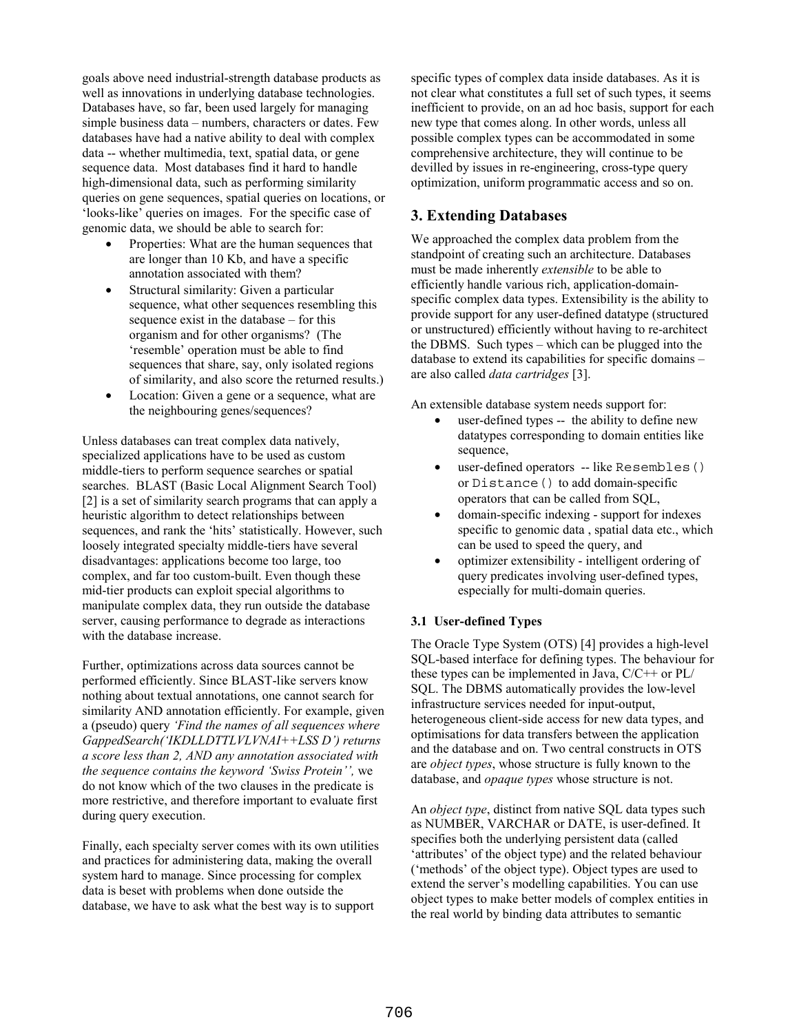goals above need industrial-strength database products as well as innovations in underlying database technologies. Databases have, so far, been used largely for managing simple business data – numbers, characters or dates. Few databases have had a native ability to deal with complex data -- whether multimedia, text, spatial data, or gene sequence data. Most databases find it hard to handle high-dimensional data, such as performing similarity queries on gene sequences, spatial queries on locations, or 'looks-like' queries on images. For the specific case of genomic data, we should be able to search for:

- Properties: What are the human sequences that are longer than 10 Kb, and have a specific annotation associated with them?
- Structural similarity: Given a particular sequence, what other sequences resembling this sequence exist in the database – for this organism and for other organisms? (The 'resemble' operation must be able to find sequences that share, say, only isolated regions of similarity, and also score the returned results.)
- Location: Given a gene or a sequence, what are the neighbouring genes/sequences?

Unless databases can treat complex data natively, specialized applications have to be used as custom middle-tiers to perform sequence searches or spatial searches. BLAST (Basic Local Alignment Search Tool) [2] is a set of similarity search programs that can apply a heuristic algorithm to detect relationships between sequences, and rank the 'hits' statistically. However, such loosely integrated specialty middle-tiers have several disadvantages: applications become too large, too complex, and far too custom-built. Even though these mid-tier products can exploit special algorithms to manipulate complex data, they run outside the database server, causing performance to degrade as interactions with the database increase.

Further, optimizations across data sources cannot be performed efficiently. Since BLAST-like servers know nothing about textual annotations, one cannot search for similarity AND annotation efficiently. For example, given a (pseudo) query *'Find the names of all sequences where GappedSearch('IKDLLDTTLVLVNAI++LSS D') returns a score less than 2, AND any annotation associated with the sequence contains the keyword 'Swiss Protein'',* we do not know which of the two clauses in the predicate is more restrictive, and therefore important to evaluate first during query execution.

Finally, each specialty server comes with its own utilities and practices for administering data, making the overall system hard to manage. Since processing for complex data is beset with problems when done outside the database, we have to ask what the best way is to support specific types of complex data inside databases. As it is not clear what constitutes a full set of such types, it seems inefficient to provide, on an ad hoc basis, support for each new type that comes along. In other words, unless all possible complex types can be accommodated in some comprehensive architecture, they will continue to be devilled by issues in re-engineering, cross-type query optimization, uniform programmatic access and so on.

## 3. Extending Databases

We approached the complex data problem from the standpoint of creating such an architecture. Databases must be made inherently *extensible* to be able to efficiently handle various rich, application-domain-specific complex data types. Extensibility is the ability to provide support for any user-defined datatype (structured or unstructured) efficiently without having to re-architect the DBMS. Such types – which can be plugged into the database to extend its capabilities for specific domains – are also called *data cartridges* [3].

An extensible database system needs support for:

- user-defined types -- the ability to define new datatypes corresponding to domain entities like sequence,
- user-defined operators -- like `Resembles()` or `Distance()` to add domain-specific operators that can be called from SQL,
- domain-specific indexing - support for indexes specific to genomic data , spatial data etc., which can be used to speed the query, and
- optimizer extensibility - intelligent ordering of query predicates involving user-defined types, especially for multi-domain queries.

### 3.1 User-defined Types

The Oracle Type System (OTS) [4] provides a high-level SQL-based interface for defining types. The behaviour for these types can be implemented in Java, C/C++ or PL/SQL. The DBMS automatically provides the low-level infrastructure services needed for input-output, heterogeneous client-side access for new data types, and optimisations for data transfers between the application and the database and on. Two central constructs in OTS are *object types*, whose structure is fully known to the database, and *opaque types* whose structure is not.

An *object type*, distinct from native SQL data types such as NUMBER, VARCHAR or DATE, is user-defined. It specifies both the underlying persistent data (called 'attributes' of the object type) and the related behaviour ('methods' of the object type). Object types are used to extend the server's modelling capabilities. You can use object types to make better models of complex entities in the real world by binding data attributes to semantic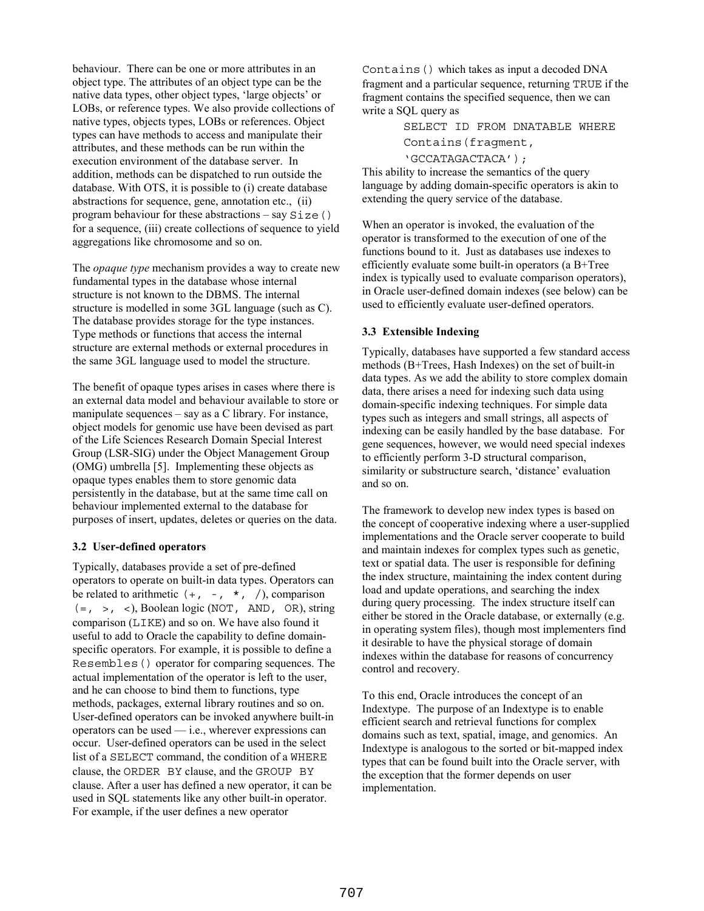behaviour. There can be one or more attributes in an object type. The attributes of an object type can be the native data types, other object types, 'large objects' or LOBs, or reference types. We also provide collections of native types, objects types, LOBs or references. Object types can have methods to access and manipulate their attributes, and these methods can be run within the execution environment of the database server. In addition, methods can be dispatched to run outside the database. With OTS, it is possible to (i) create database abstractions for sequence, gene, annotation etc., (ii) program behaviour for these abstractions – say `Size()` for a sequence, (iii) create collections of sequence to yield aggregations like chromosome and so on.

The *opaque type* mechanism provides a way to create new fundamental types in the database whose internal structure is not known to the DBMS. The internal structure is modelled in some 3GL language (such as C). The database provides storage for the type instances. Type methods or functions that access the internal structure are external methods or external procedures in the same 3GL language used to model the structure.

The benefit of opaque types arises in cases where there is an external data model and behaviour available to store or manipulate sequences – say as a C library. For instance, object models for genomic use have been devised as part of the Life Sciences Research Domain Special Interest Group (LSR-SIG) under the Object Management Group (OMG) umbrella [5]. Implementing these objects as opaque types enables them to store genomic data persistently in the database, but at the same time call on behaviour implemented external to the database for purposes of insert, updates, deletes or queries on the data.

### 3.2 User-defined operators

Typically, databases provide a set of pre-defined operators to operate on built-in data types. Operators can be related to arithmetic `(+, -, *, /)`, comparison `(=, >, <)`, Boolean logic (`NOT, AND, OR`), string comparison (`LIKE`) and so on. We have also found it useful to add to Oracle the capability to define domain-specific operators. For example, it is possible to define a `Resembles()` operator for comparing sequences. The actual implementation of the operator is left to the user, and he can choose to bind them to functions, type methods, packages, external library routines and so on. User-defined operators can be invoked anywhere built-in operators can be used — i.e., wherever expressions can occur. User-defined operators can be used in the select list of a `SELECT` command, the condition of a `WHERE` clause, the `ORDER BY` clause, and the `GROUP BY` clause. After a user has defined a new operator, it can be used in SQL statements like any other built-in operator. For example, if the user defines a new operator `Contains()` which takes as input a decoded DNA fragment and a particular sequence, returning `TRUE` if the fragment contains the specified sequence, then we can write a SQL query as

```
SELECT ID FROM DNATABLE WHERE
Contains(fragment,
'GCCATAGACTACA');
```

This ability to increase the semantics of the query language by adding domain-specific operators is akin to extending the query service of the database.

When an operator is invoked, the evaluation of the operator is transformed to the execution of one of the functions bound to it. Just as databases use indexes to efficiently evaluate some built-in operators (a B+Tree index is typically used to evaluate comparison operators), in Oracle user-defined domain indexes (see below) can be used to efficiently evaluate user-defined operators.

### 3.3 Extensible Indexing

Typically, databases have supported a few standard access methods (B+Trees, Hash Indexes) on the set of built-in data types. As we add the ability to store complex domain data, there arises a need for indexing such data using domain-specific indexing techniques. For simple data types such as integers and small strings, all aspects of indexing can be easily handled by the base database. For gene sequences, however, we would need special indexes to efficiently perform 3-D structural comparison, similarity or substructure search, 'distance' evaluation and so on.

The framework to develop new index types is based on the concept of cooperative indexing where a user-supplied implementations and the Oracle server cooperate to build and maintain indexes for complex types such as genetic, text or spatial data. The user is responsible for defining the index structure, maintaining the index content during load and update operations, and searching the index during query processing. The index structure itself can either be stored in the Oracle database, or externally (e.g. in operating system files), though most implementers find it desirable to have the physical storage of domain indexes within the database for reasons of concurrency control and recovery.

To this end, Oracle introduces the concept of an Indextype. The purpose of an Indextype is to enable efficient search and retrieval functions for complex domains such as text, spatial, image, and genomics. An Indextype is analogous to the sorted or bit-mapped index types that can be found built into the Oracle server, with the exception that the former depends on user implementation.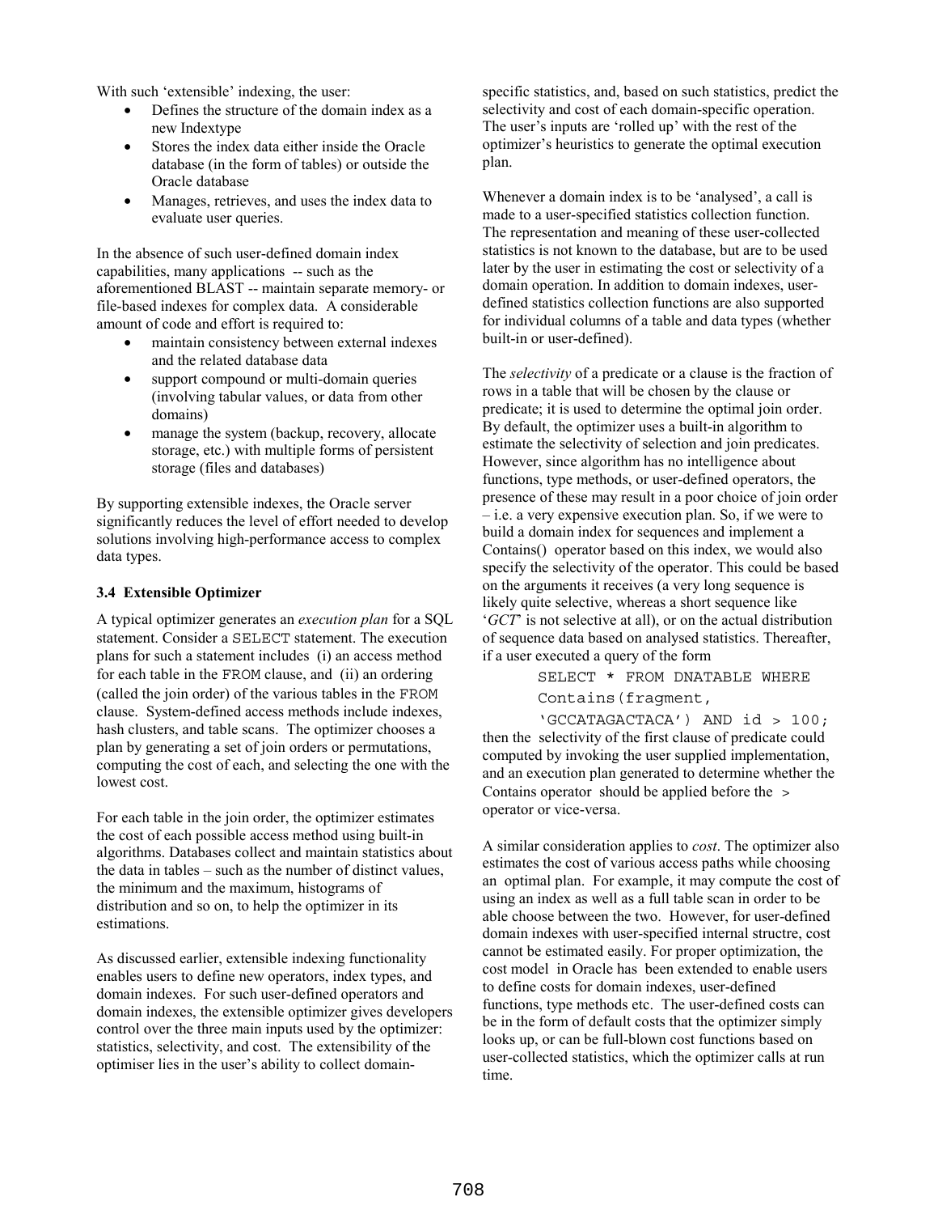With such 'extensible' indexing, the user:

- Defines the structure of the domain index as a new Indextype
- Stores the index data either inside the Oracle database (in the form of tables) or outside the Oracle database
- Manages, retrieves, and uses the index data to evaluate user queries.

In the absence of such user-defined domain index capabilities, many applications -- such as the aforementioned BLAST -- maintain separate memory- or file-based indexes for complex data. A considerable amount of code and effort is required to:

- maintain consistency between external indexes and the related database data
- support compound or multi-domain queries (involving tabular values, or data from other domains)
- manage the system (backup, recovery, allocate storage, etc.) with multiple forms of persistent storage (files and databases)

By supporting extensible indexes, the Oracle server significantly reduces the level of effort needed to develop solutions involving high-performance access to complex data types.

### 3.4 Extensible Optimizer

A typical optimizer generates an *execution plan* for a SQL statement. Consider a `SELECT` statement. The execution plans for such a statement includes (i) an access method for each table in the `FROM` clause, and (ii) an ordering (called the join order) of the various tables in the `FROM` clause. System-defined access methods include indexes, hash clusters, and table scans. The optimizer chooses a plan by generating a set of join orders or permutations, computing the cost of each, and selecting the one with the lowest cost.

For each table in the join order, the optimizer estimates the cost of each possible access method using built-in algorithms. Databases collect and maintain statistics about the data in tables – such as the number of distinct values, the minimum and the maximum, histograms of distribution and so on, to help the optimizer in its estimations.

As discussed earlier, extensible indexing functionality enables users to define new operators, index types, and domain indexes. For such user-defined operators and domain indexes, the extensible optimizer gives developers control over the three main inputs used by the optimizer: statistics, selectivity, and cost. The extensibility of the optimiser lies in the user's ability to collect domain-specific statistics, and, based on such statistics, predict the selectivity and cost of each domain-specific operation. The user's inputs are 'rolled up' with the rest of the optimizer's heuristics to generate the optimal execution plan.

Whenever a domain index is to be 'analysed', a call is made to a user-specified statistics collection function. The representation and meaning of these user-collected statistics is not known to the database, but are to be used later by the user in estimating the cost or selectivity of a domain operation. In addition to domain indexes, user-defined statistics collection functions are also supported for individual columns of a table and data types (whether built-in or user-defined).

The *selectivity* of a predicate or a clause is the fraction of rows in a table that will be chosen by the clause or predicate; it is used to determine the optimal join order. By default, the optimizer uses a built-in algorithm to estimate the selectivity of selection and join predicates. However, since algorithm has no intelligence about functions, type methods, or user-defined operators, the presence of these may result in a poor choice of join order – i.e. a very expensive execution plan. So, if we were to build a domain index for sequences and implement a Contains() operator based on this index, we would also specify the selectivity of the operator. This could be based on the arguments it receives (a very long sequence is likely quite selective, whereas a short sequence like '*GCT*' is not selective at all), or on the actual distribution of sequence data based on analysed statistics. Thereafter, if a user executed a query of the form

```
SELECT * FROM DNATABLE WHERE
Contains(fragment,
'GCCATAGACTACA') AND id > 100;
```

then the selectivity of the first clause of predicate could computed by invoking the user supplied implementation, and an execution plan generated to determine whether the Contains operator should be applied before the `>` operator or vice-versa.

A similar consideration applies to *cost*. The optimizer also estimates the cost of various access paths while choosing an optimal plan. For example, it may compute the cost of using an index as well as a full table scan in order to be able choose between the two. However, for user-defined domain indexes with user-specified internal structre, cost cannot be estimated easily. For proper optimization, the cost model in Oracle has been extended to enable users to define costs for domain indexes, user-defined functions, type methods etc. The user-defined costs can be in the form of default costs that the optimizer simply looks up, or can be full-blown cost functions based on user-collected statistics, which the optimizer calls at run time.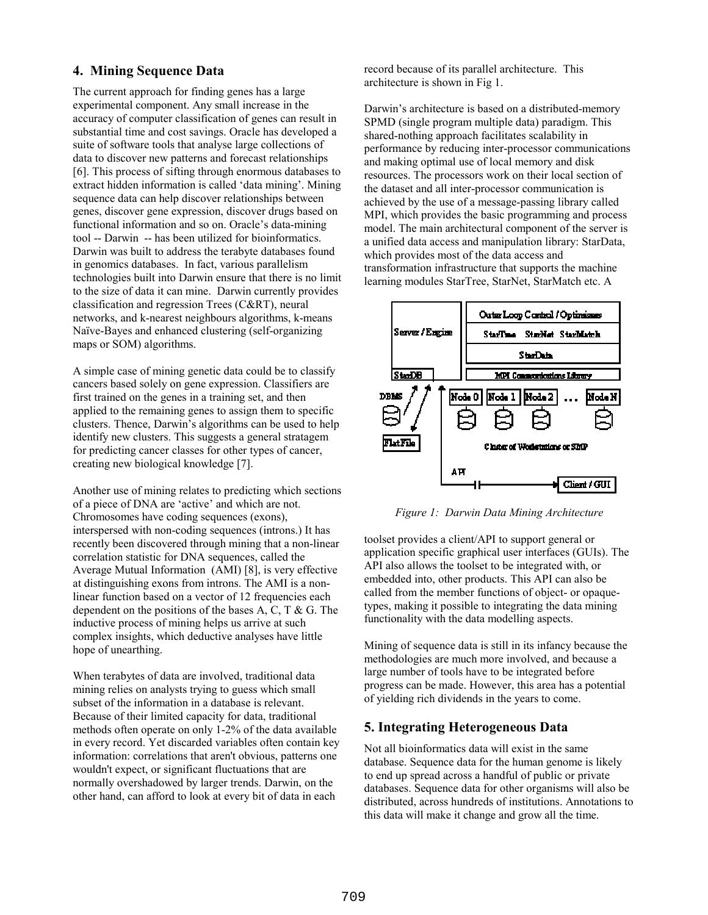## 4. Mining Sequence Data

The current approach for finding genes has a large experimental component. Any small increase in the accuracy of computer classification of genes can result in substantial time and cost savings. Oracle has developed a suite of software tools that analyse large collections of data to discover new patterns and forecast relationships [6]. This process of sifting through enormous databases to extract hidden information is called 'data mining'. Mining sequence data can help discover relationships between genes, discover gene expression, discover drugs based on functional information and so on. Oracle's data-mining tool -- Darwin -- has been utilized for bioinformatics. Darwin was built to address the terabyte databases found in genomics databases. In fact, various parallelism technologies built into Darwin ensure that there is no limit to the size of data it can mine. Darwin currently provides classification and regression Trees (C&RT), neural networks, and k-nearest neighbours algorithms, k-means Naïve-Bayes and enhanced clustering (self-organizing maps or SOM) algorithms.

A simple case of mining genetic data could be to classify cancers based solely on gene expression. Classifiers are first trained on the genes in a training set, and then applied to the remaining genes to assign them to specific clusters. Thence, Darwin's algorithms can be used to help identify new clusters. This suggests a general stratagem for predicting cancer classes for other types of cancer, creating new biological knowledge [7].

Another use of mining relates to predicting which sections of a piece of DNA are 'active' and which are not. Chromosomes have coding sequences (exons), interspersed with non-coding sequences (introns.) It has recently been discovered through mining that a non-linear correlation statistic for DNA sequences, called the Average Mutual Information (AMI) [8], is very effective at distinguishing exons from introns. The AMI is a non-linear function based on a vector of 12 frequencies each dependent on the positions of the bases A, C, T & G. The inductive process of mining helps us arrive at such complex insights, which deductive analyses have little hope of unearthing.

When terabytes of data are involved, traditional data mining relies on analysts trying to guess which small subset of the information in a database is relevant. Because of their limited capacity for data, traditional methods often operate on only 1-2% of the data available in every record. Yet discarded variables often contain key information: correlations that aren't obvious, patterns one wouldn't expect, or significant fluctuations that are normally overshadowed by larger trends. Darwin, on the other hand, can afford to look at every bit of data in each record because of its parallel architecture. This architecture is shown in Fig 1.

Darwin's architecture is based on a distributed-memory SPMD (single program multiple data) paradigm. This shared-nothing approach facilitates scalability in performance by reducing inter-processor communications and making optimal use of local memory and disk resources. The processors work on their local section of the dataset and all inter-processor communication is achieved by the use of a message-passing library called MPI, which provides the basic programming and process model. The main architectural component of the server is a unified data access and manipulation library: StarData, which provides most of the data access and transformation infrastructure that supports the machine learning modules StarTree, StarNet, StarMatch etc. A toolset provides a client/API to support general or application specific graphical user interfaces (GUIs). The API also allows the toolset to be integrated with, or embedded into, other products. This API can also be called from the member functions of object- or opaque-types, making it possible to integrating the data mining functionality with the data modelling aspects.

*Figure 1: Darwin Data Mining Architecture*

Mining of sequence data is still in its infancy because the methodologies are much more involved, and because a large number of tools have to be integrated before progress can be made. However, this area has a potential of yielding rich dividends in the years to come.

## 5. Integrating Heterogeneous Data

Not all bioinformatics data will exist in the same database. Sequence data for the human genome is likely to end up spread across a handful of public or private databases. Sequence data for other organisms will also be distributed, across hundreds of institutions. Annotations to this data will make it change and grow all the time.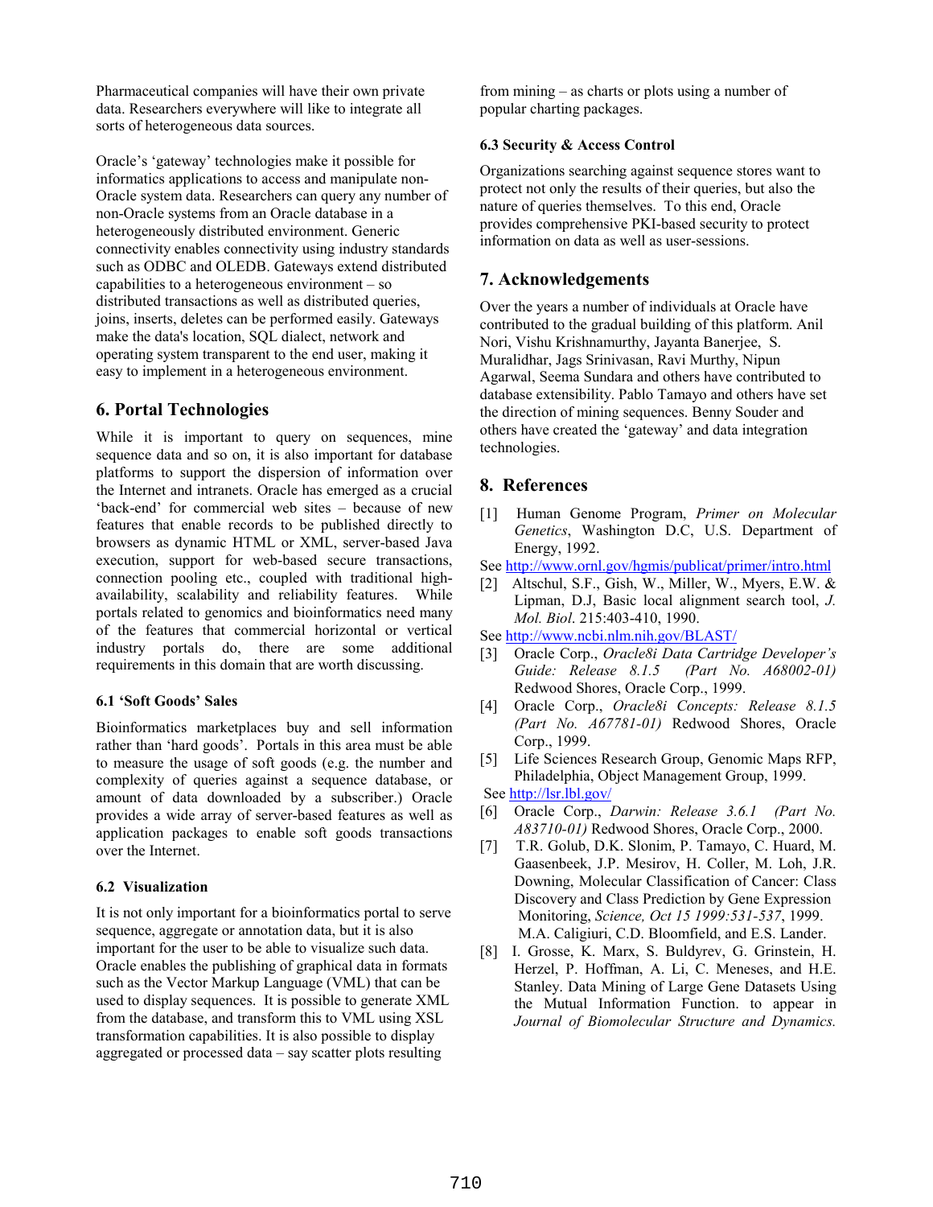Pharmaceutical companies will have their own private data. Researchers everywhere will like to integrate all sorts of heterogeneous data sources.

Oracle's 'gateway' technologies make it possible for informatics applications to access and manipulate non-Oracle system data. Researchers can query any number of non-Oracle systems from an Oracle database in a heterogeneously distributed environment. Generic connectivity enables connectivity using industry standards such as ODBC and OLEDB. Gateways extend distributed capabilities to a heterogeneous environment – so distributed transactions as well as distributed queries, joins, inserts, deletes can be performed easily. Gateways make the data's location, SQL dialect, network and operating system transparent to the end user, making it easy to implement in a heterogeneous environment.

## 6. Portal Technologies

While it is important to query on sequences, mine sequence data and so on, it is also important for database platforms to support the dispersion of information over the Internet and intranets. Oracle has emerged as a crucial 'back-end' for commercial web sites – because of new features that enable records to be published directly to browsers as dynamic HTML or XML, server-based Java execution, support for web-based secure transactions, connection pooling etc., coupled with traditional high-availability, scalability and reliability features. While portals related to genomics and bioinformatics need many of the features that commercial horizontal or vertical industry portals do, there are some additional requirements in this domain that are worth discussing.

### 6.1 'Soft Goods' Sales

Bioinformatics marketplaces buy and sell information rather than 'hard goods'. Portals in this area must be able to measure the usage of soft goods (e.g. the number and complexity of queries against a sequence database, or amount of data downloaded by a subscriber.) Oracle provides a wide array of server-based features as well as application packages to enable soft goods transactions over the Internet.

### 6.2 Visualization

It is not only important for a bioinformatics portal to serve sequence, aggregate or annotation data, but it is also important for the user to be able to visualize such data. Oracle enables the publishing of graphical data in formats such as the Vector Markup Language (VML) that can be used to display sequences. It is possible to generate XML from the database, and transform this to VML using XSL transformation capabilities. It is also possible to display aggregated or processed data – say scatter plots resulting from mining – as charts or plots using a number of popular charting packages.

### 6.3 Security & Access Control

Organizations searching against sequence stores want to protect not only the results of their queries, but also the nature of queries themselves. To this end, Oracle provides comprehensive PKI-based security to protect information on data as well as user-sessions.

## 7. Acknowledgements

Over the years a number of individuals at Oracle have contributed to the gradual building of this platform. Anil Nori, Vishu Krishnamurthy, Jayanta Banerjee, S. Muralidhar, Jags Srinivasan, Ravi Murthy, Nipun Agarwal, Seema Sundara and others have contributed to database extensibility. Pablo Tamayo and others have set the direction of mining sequences. Benny Souder and others have created the 'gateway' and data integration technologies.

## 8. References

[1] Human Genome Program, *Primer on Molecular Genetics*, Washington D.C, U.S. Department of Energy, 1992.
See http://www.ornl.gov/hgmis/publicat/primer/intro.html

[2] Altschul, S.F., Gish, W., Miller, W., Myers, E.W. & Lipman, D.J, Basic local alignment search tool, *J. Mol. Biol*. 215:403-410, 1990.
See http://www.ncbi.nlm.nih.gov/BLAST/

[3] Oracle Corp., *Oracle8i Data Cartridge Developer's Guide: Release 8.1.5 (Part No. A68002-01)* Redwood Shores, Oracle Corp., 1999.

[4] Oracle Corp., *Oracle8i Concepts: Release 8.1.5 (Part No. A67781-01)* Redwood Shores, Oracle Corp., 1999.

[5] Life Sciences Research Group, Genomic Maps RFP, Philadelphia, Object Management Group, 1999.
See http://lsr.lbl.gov/

[6] Oracle Corp., *Darwin: Release 3.6.1 (Part No. A83710-01)* Redwood Shores, Oracle Corp., 2000.

[7] T.R. Golub, D.K. Slonim, P. Tamayo, C. Huard, M. Gaasenbeek, J.P. Mesirov, H. Coller, M. Loh, J.R. Downing, Molecular Classification of Cancer: Class Discovery and Class Prediction by Gene Expression Monitoring, *Science, Oct 15 1999:531-537*, 1999. M.A. Caligiuri, C.D. Bloomfield, and E.S. Lander.

[8] I. Grosse, K. Marx, S. Buldyrev, G. Grinstein, H. Herzel, P. Hoffman, A. Li, C. Meneses, and H.E. Stanley. Data Mining of Large Gene Datasets Using the Mutual Information Function. to appear in *Journal of Biomolecular Structure and Dynamics.*